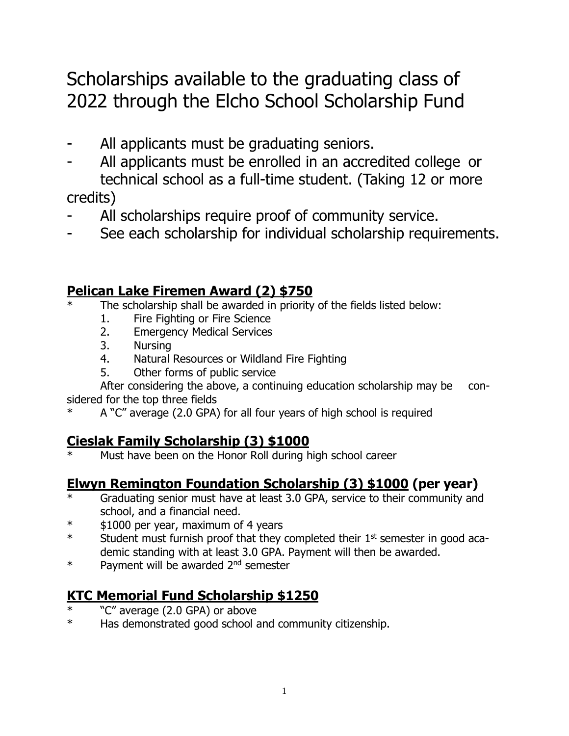# Scholarships available to the graduating class of 2022 through the Elcho School Scholarship Fund

- All applicants must be graduating seniors.
- All applicants must be enrolled in an accredited college or technical school as a full-time student. (Taking 12 or more credits)
- All scholarships require proof of community service.
- See each scholarship for individual scholarship requirements.

## Pelican Lake Firemen Award (2) $750

* The scholarship shall be awarded in priority of the fields listed below:
    1. Fire Fighting or Fire Science
    2. Emergency Medical Services
    3. Nursing
    4. Natural Resources or Wildland Fire Fighting
    5. Other forms of public service

    After considering the above, a continuing education scholarship may be considered for the top three fields
* A "C" average (2.0 GPA) for all four years of high school is required

## Cieslak Family Scholarship (3) $1000

* Must have been on the Honor Roll during high school career

## Elwyn Remington Foundation Scholarship (3) $1000 (per year)

* Graduating senior must have at least 3.0 GPA, service to their community and school, and a financial need.
* $1000 per year, maximum of 4 years
* Student must furnish proof that they completed their 1st semester in good academic standing with at least 3.0 GPA. Payment will then be awarded.
* Payment will be awarded 2nd semester

## KTC Memorial Fund Scholarship $1250

* "C" average (2.0 GPA) or above
* Has demonstrated good school and community citizenship.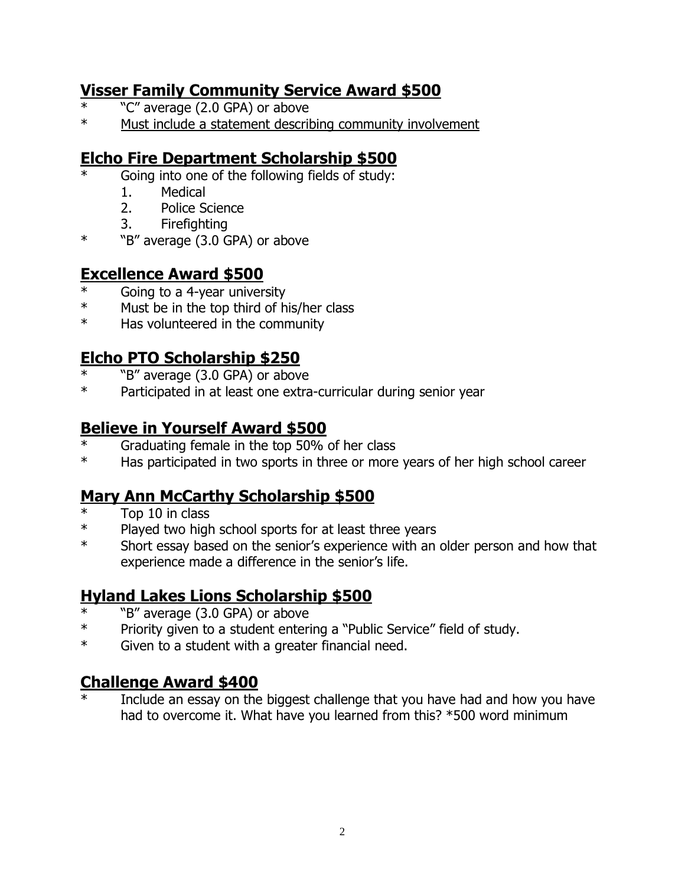## Visser Family Community Service Award $500

* "C" average (2.0 GPA) or above
* <u>Must include a statement describing community involvement</u>

## Elcho Fire Department Scholarship $500

* Going into one of the following fields of study:
  1. Medical
  2. Police Science
  3. Firefighting
* "B" average (3.0 GPA) or above

## Excellence Award $500

* Going to a 4-year university
* Must be in the top third of his/her class
* Has volunteered in the community

## Elcho PTO Scholarship $250

* "B" average (3.0 GPA) or above
* Participated in at least one extra-curricular during senior year

## Believe in Yourself Award $500

* Graduating female in the top 50% of her class
* Has participated in two sports in three or more years of her high school career

## Mary Ann McCarthy Scholarship $500

* Top 10 in class
* Played two high school sports for at least three years
* Short essay based on the senior's experience with an older person and how that experience made a difference in the senior's life.

## Hyland Lakes Lions Scholarship $500

* "B" average (3.0 GPA) or above
* Priority given to a student entering a "Public Service" field of study.
* Given to a student with a greater financial need.

## Challenge Award $400

* Include an essay on the biggest challenge that you have had and how you have had to overcome it. What have you learned from this? *500 word minimum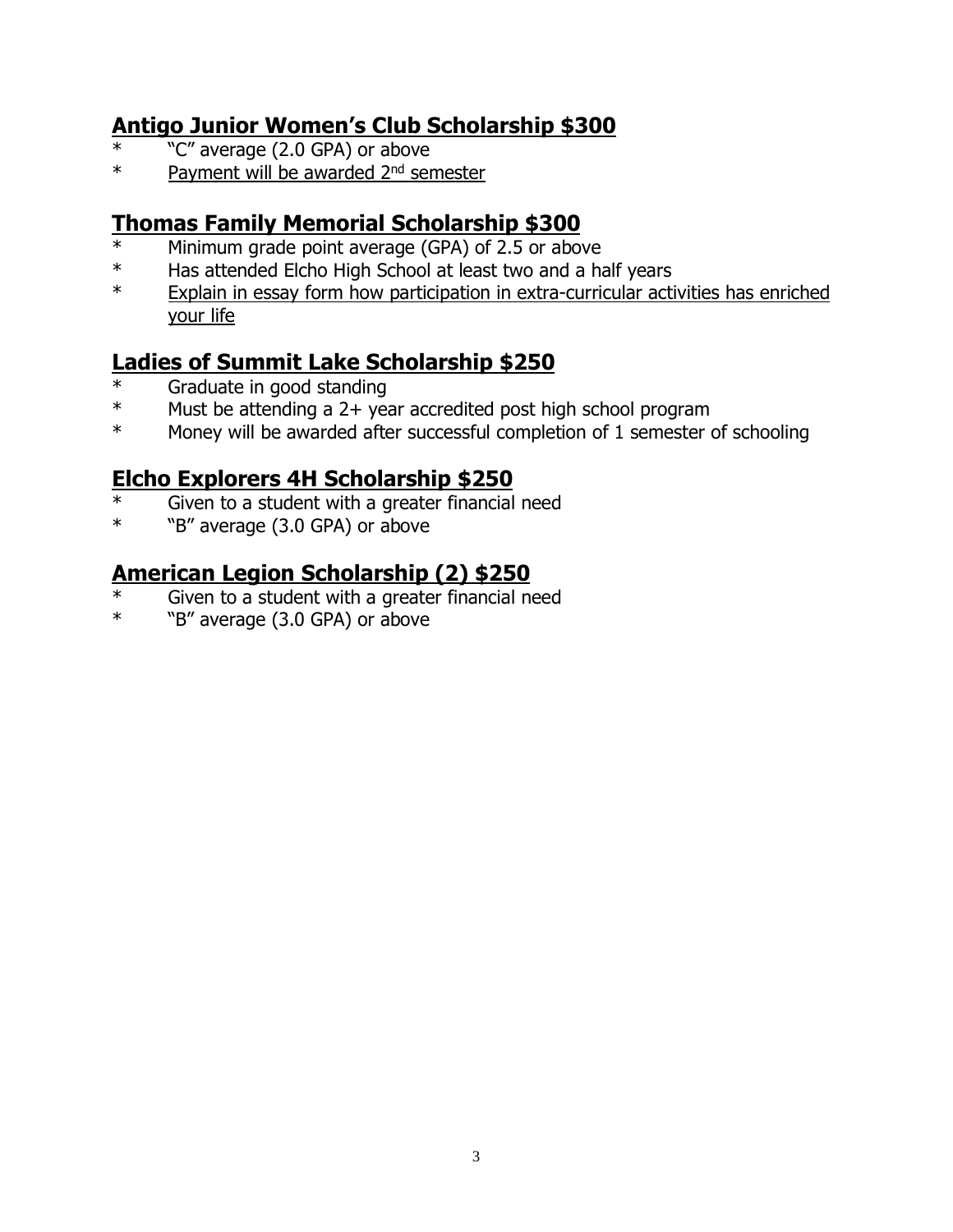## Antigo Junior Women's Club Scholarship $300

- "C" average (2.0 GPA) or above
- Payment will be awarded 2nd semester

## Thomas Family Memorial Scholarship $300

- Minimum grade point average (GPA) of 2.5 or above
- Has attended Elcho High School at least two and a half years
- Explain in essay form how participation in extra-curricular activities has enriched your life

## Ladies of Summit Lake Scholarship $250

- Graduate in good standing
- Must be attending a 2+ year accredited post high school program
- Money will be awarded after successful completion of 1 semester of schooling

## Elcho Explorers 4H Scholarship $250

- Given to a student with a greater financial need
- "B" average (3.0 GPA) or above

## American Legion Scholarship (2) $250

- Given to a student with a greater financial need
- "B" average (3.0 GPA) or above